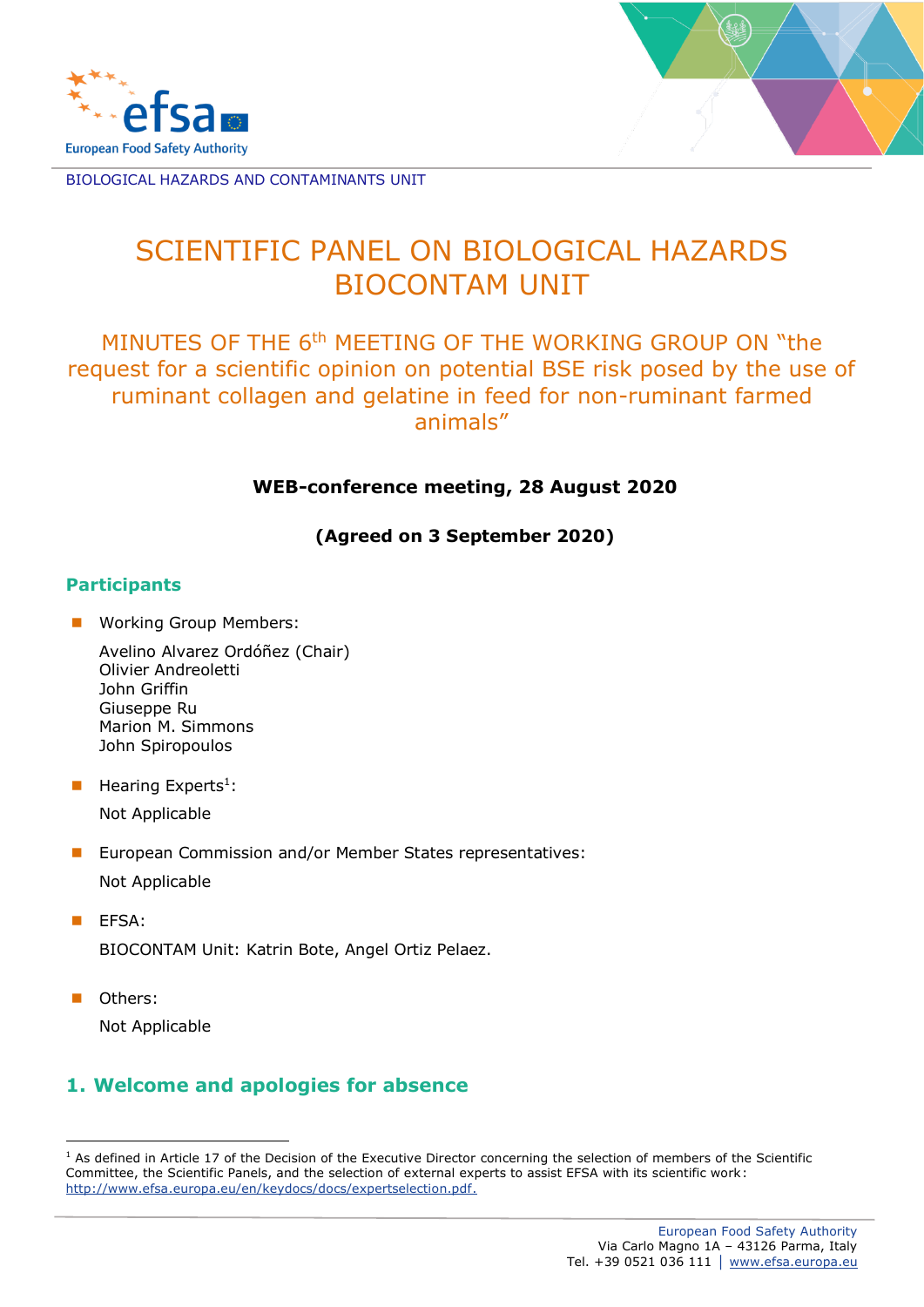BIOLOGICAL HAZARDS AND CONTAMINANTS UNIT

# SCIENTIFIC PANEL ON BIOLOGICAL HAZARDS BIOCONTAM UNIT

## MINUTES OF THE 6th MEETING OF THE WORKING GROUP ON "the request for a scientific opinion on potential BSE risk posed by the use of ruminant collagen and gelatine in feed for non-ruminant farmed animals"

**WEB-conference meeting, 28 August 2020**

**(Agreed on 3 September 2020)**

## Participants

- Working Group Members:

  Avelino Alvarez Ordóñez (Chair)
  Olivier Andreoletti
  John Griffin
  Giuseppe Ru
  Marion M. Simmons
  John Spiropoulos

- Hearing Experts[1]:

  Not Applicable

- European Commission and/or Member States representatives:

  Not Applicable

- EFSA:

  BIOCONTAM Unit: Katrin Bote, Angel Ortiz Pelaez.

- Others:

  Not Applicable

## 1. Welcome and apologies for absence

[1] As defined in Article 17 of the Decision of the Executive Director concerning the selection of members of the Scientific Committee, the Scientific Panels, and the selection of external experts to assist EFSA with its scientific work: http://www.efsa.europa.eu/en/keydocs/docs/expertselection.pdf.

European Food Safety Authority
Via Carlo Magno 1A – 43126 Parma, Italy
Tel. +39 0521 036 111 │ www.efsa.europa.eu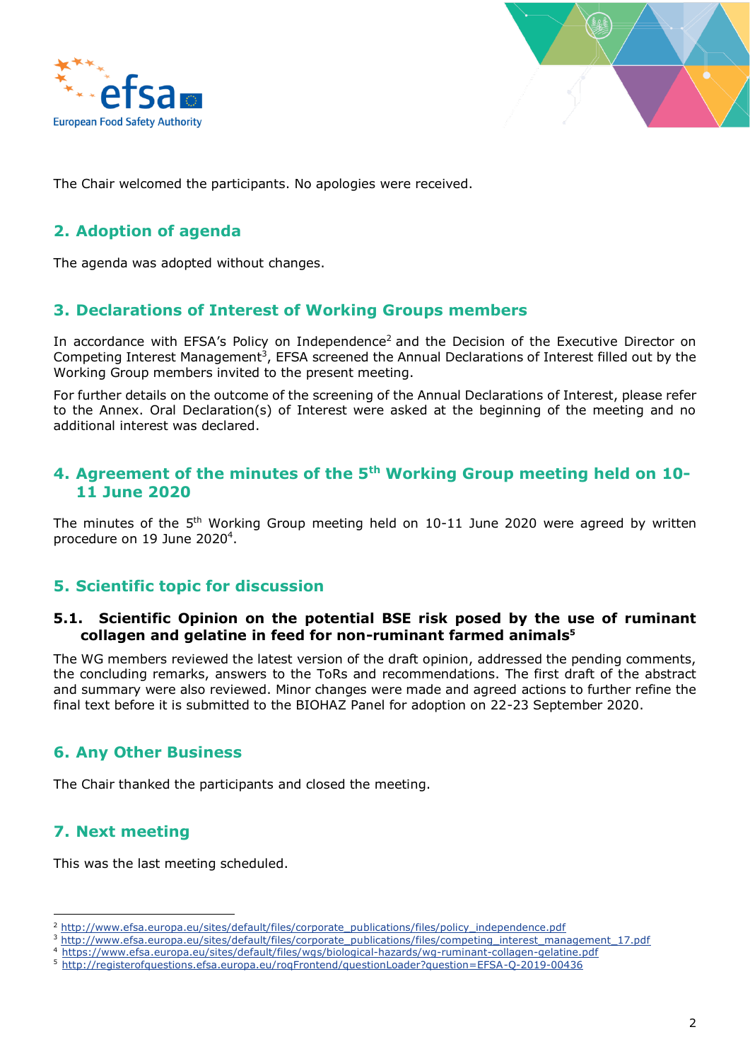The Chair welcomed the participants. No apologies were received.

## 2. Adoption of agenda

The agenda was adopted without changes.

## 3. Declarations of Interest of Working Groups members

In accordance with EFSA's Policy on Independence[2] and the Decision of the Executive Director on Competing Interest Management[3], EFSA screened the Annual Declarations of Interest filled out by the Working Group members invited to the present meeting.

For further details on the outcome of the screening of the Annual Declarations of Interest, please refer to the Annex. Oral Declaration(s) of Interest were asked at the beginning of the meeting and no additional interest was declared.

## 4. Agreement of the minutes of the 5th Working Group meeting held on 10-11 June 2020

The minutes of the 5th Working Group meeting held on 10-11 June 2020 were agreed by written procedure on 19 June 2020[4].

## 5. Scientific topic for discussion

### 5.1. Scientific Opinion on the potential BSE risk posed by the use of ruminant collagen and gelatine in feed for non-ruminant farmed animals[5]

The WG members reviewed the latest version of the draft opinion, addressed the pending comments, the concluding remarks, answers to the ToRs and recommendations. The first draft of the abstract and summary were also reviewed. Minor changes were made and agreed actions to further refine the final text before it is submitted to the BIOHAZ Panel for adoption on 22-23 September 2020.

## 6. Any Other Business

The Chair thanked the participants and closed the meeting.

## 7. Next meeting

This was the last meeting scheduled.

---

[2] http://www.efsa.europa.eu/sites/default/files/corporate_publications/files/policy_independence.pdf

[3] http://www.efsa.europa.eu/sites/default/files/corporate_publications/files/competing_interest_management_17.pdf

[4] https://www.efsa.europa.eu/sites/default/files/wgs/biological-hazards/wg-ruminant-collagen-gelatine.pdf

[5] http://registerofquestions.efsa.europa.eu/roqFrontend/questionLoader?question=EFSA-Q-2019-00436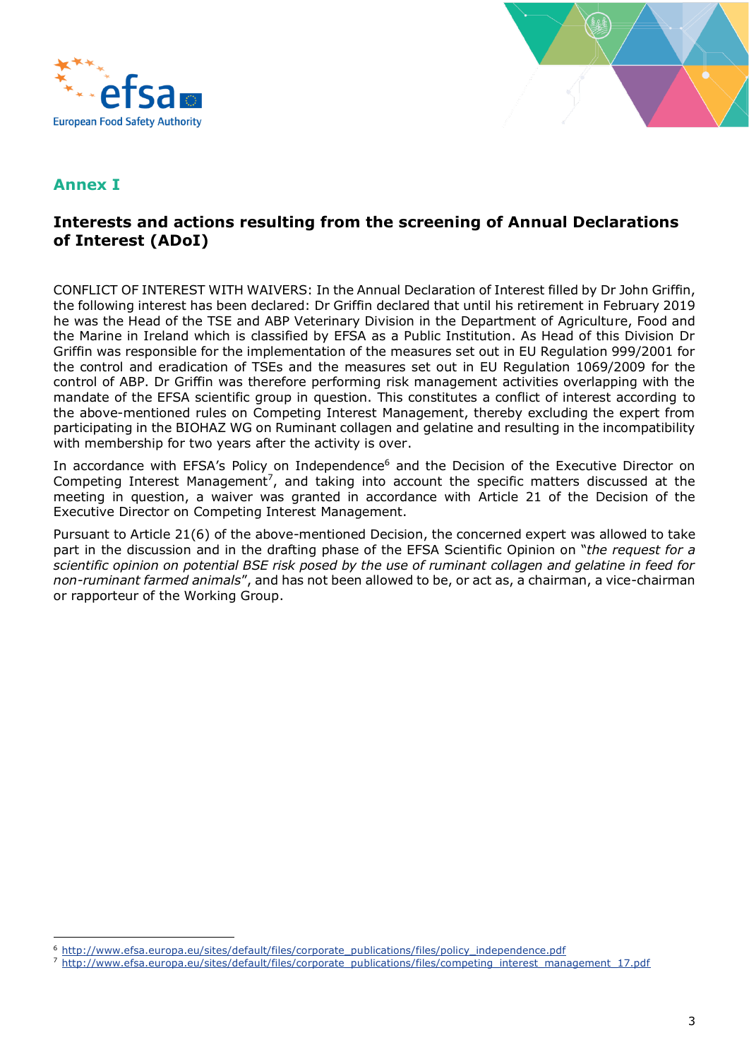## Annex I

### Interests and actions resulting from the screening of Annual Declarations of Interest (ADoI)

CONFLICT OF INTEREST WITH WAIVERS: In the Annual Declaration of Interest filled by Dr John Griffin, the following interest has been declared: Dr Griffin declared that until his retirement in February 2019 he was the Head of the TSE and ABP Veterinary Division in the Department of Agriculture, Food and the Marine in Ireland which is classified by EFSA as a Public Institution. As Head of this Division Dr Griffin was responsible for the implementation of the measures set out in EU Regulation 999/2001 for the control and eradication of TSEs and the measures set out in EU Regulation 1069/2009 for the control of ABP. Dr Griffin was therefore performing risk management activities overlapping with the mandate of the EFSA scientific group in question. This constitutes a conflict of interest according to the above-mentioned rules on Competing Interest Management, thereby excluding the expert from participating in the BIOHAZ WG on Ruminant collagen and gelatine and resulting in the incompatibility with membership for two years after the activity is over.

In accordance with EFSA's Policy on Independence[6] and the Decision of the Executive Director on Competing Interest Management[7], and taking into account the specific matters discussed at the meeting in question, a waiver was granted in accordance with Article 21 of the Decision of the Executive Director on Competing Interest Management.

Pursuant to Article 21(6) of the above-mentioned Decision, the concerned expert was allowed to take part in the discussion and in the drafting phase of the EFSA Scientific Opinion on "*the request for a scientific opinion on potential BSE risk posed by the use of ruminant collagen and gelatine in feed for non-ruminant farmed animals*", and has not been allowed to be, or act as, a chairman, a vice-chairman or rapporteur of the Working Group.

---

[6] http://www.efsa.europa.eu/sites/default/files/corporate_publications/files/policy_independence.pdf

[7] http://www.efsa.europa.eu/sites/default/files/corporate_publications/files/competing_interest_management_17.pdf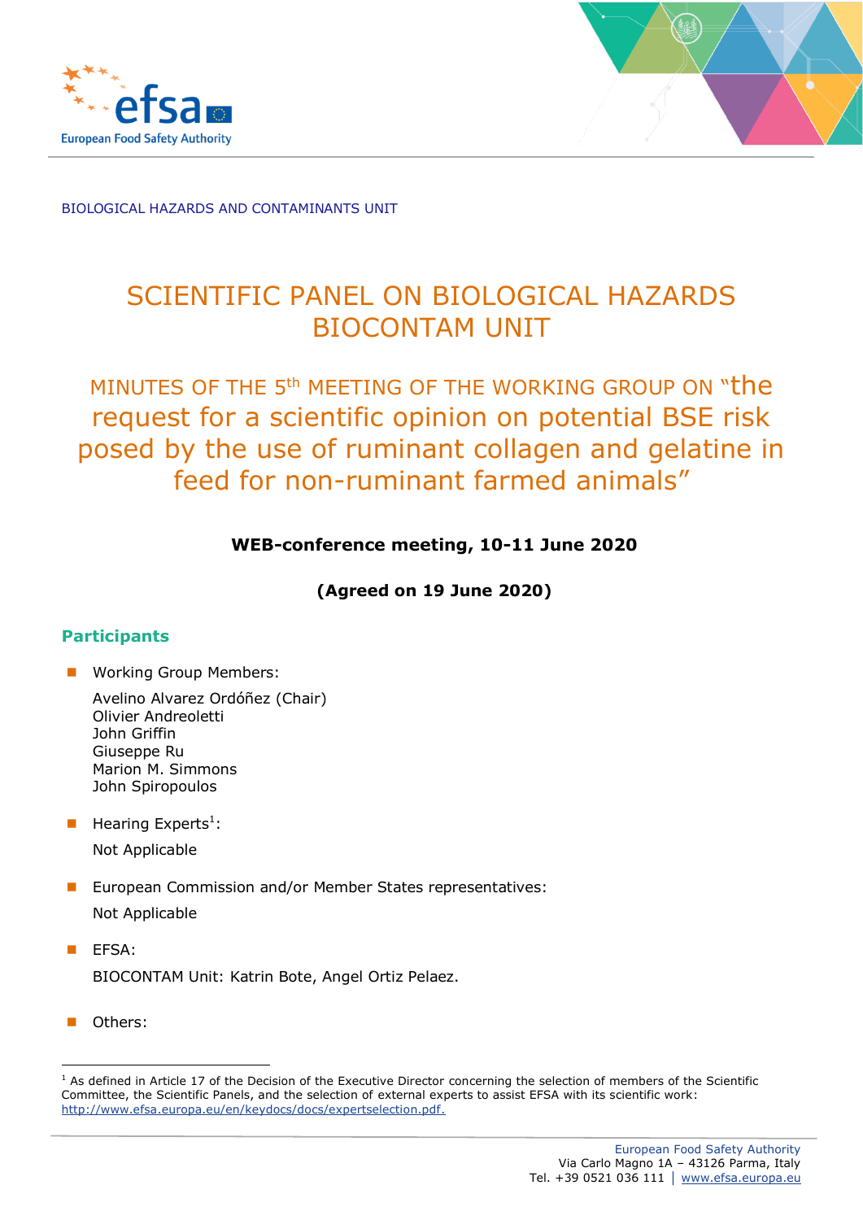BIOLOGICAL HAZARDS AND CONTAMINANTS UNIT

# SCIENTIFIC PANEL ON BIOLOGICAL HAZARDS BIOCONTAM UNIT

## MINUTES OF THE 5th MEETING OF THE WORKING GROUP ON "the request for a scientific opinion on potential BSE risk posed by the use of ruminant collagen and gelatine in feed for non-ruminant farmed animals"

**WEB-conference meeting, 10-11 June 2020**

**(Agreed on 19 June 2020)**

## Participants

- Working Group Members:

  Avelino Alvarez Ordóñez (Chair)
  Olivier Andreoletti
  John Griffin
  Giuseppe Ru
  Marion M. Simmons
  John Spiropoulos

- Hearing Experts[1]:

  Not Applicable

- European Commission and/or Member States representatives:

  Not Applicable

- EFSA:

  BIOCONTAM Unit: Katrin Bote, Angel Ortiz Pelaez.

- Others:

---

[1] As defined in Article 17 of the Decision of the Executive Director concerning the selection of members of the Scientific Committee, the Scientific Panels, and the selection of external experts to assist EFSA with its scientific work: http://www.efsa.europa.eu/en/keydocs/docs/expertselection.pdf.

European Food Safety Authority
Via Carlo Magno 1A – 43126 Parma, Italy
Tel. +39 0521 036 111 │ www.efsa.europa.eu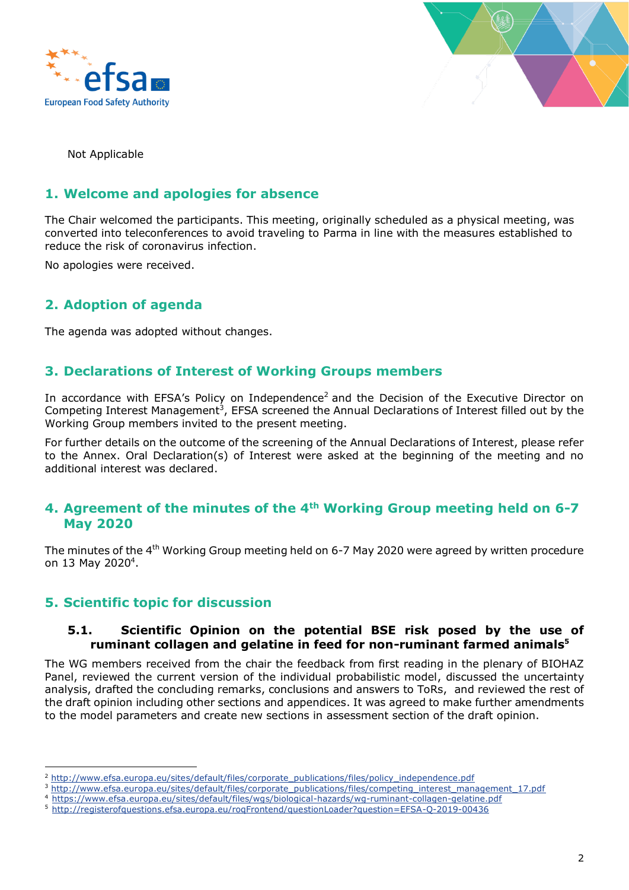Not Applicable

## 1. Welcome and apologies for absence

The Chair welcomed the participants. This meeting, originally scheduled as a physical meeting, was converted into teleconferences to avoid traveling to Parma in line with the measures established to reduce the risk of coronavirus infection.

No apologies were received.

## 2. Adoption of agenda

The agenda was adopted without changes.

## 3. Declarations of Interest of Working Groups members

In accordance with EFSA's Policy on Independence[2] and the Decision of the Executive Director on Competing Interest Management[3], EFSA screened the Annual Declarations of Interest filled out by the Working Group members invited to the present meeting.

For further details on the outcome of the screening of the Annual Declarations of Interest, please refer to the Annex. Oral Declaration(s) of Interest were asked at the beginning of the meeting and no additional interest was declared.

## 4. Agreement of the minutes of the 4th Working Group meeting held on 6-7 May 2020

The minutes of the 4th Working Group meeting held on 6-7 May 2020 were agreed by written procedure on 13 May 2020[4].

## 5. Scientific topic for discussion

### 5.1. Scientific Opinion on the potential BSE risk posed by the use of ruminant collagen and gelatine in feed for non-ruminant farmed animals[5]

The WG members received from the chair the feedback from first reading in the plenary of BIOHAZ Panel, reviewed the current version of the individual probabilistic model, discussed the uncertainty analysis, drafted the concluding remarks, conclusions and answers to ToRs, and reviewed the rest of the draft opinion including other sections and appendices. It was agreed to make further amendments to the model parameters and create new sections in assessment section of the draft opinion.

---

[2] http://www.efsa.europa.eu/sites/default/files/corporate_publications/files/policy_independence.pdf

[3] http://www.efsa.europa.eu/sites/default/files/corporate_publications/files/competing_interest_management_17.pdf

[4] https://www.efsa.europa.eu/sites/default/files/wgs/biological-hazards/wg-ruminant-collagen-gelatine.pdf

[5] http://registerofquestions.efsa.europa.eu/roqFrontend/questionLoader?question=EFSA-Q-2019-00436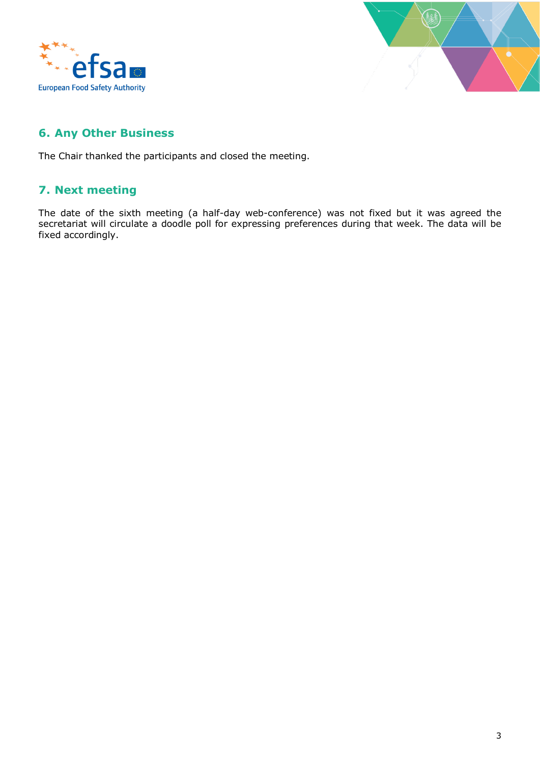## 6. Any Other Business

The Chair thanked the participants and closed the meeting.

## 7. Next meeting

The date of the sixth meeting (a half-day web-conference) was not fixed but it was agreed the secretariat will circulate a doodle poll for expressing preferences during that week. The data will be fixed accordingly.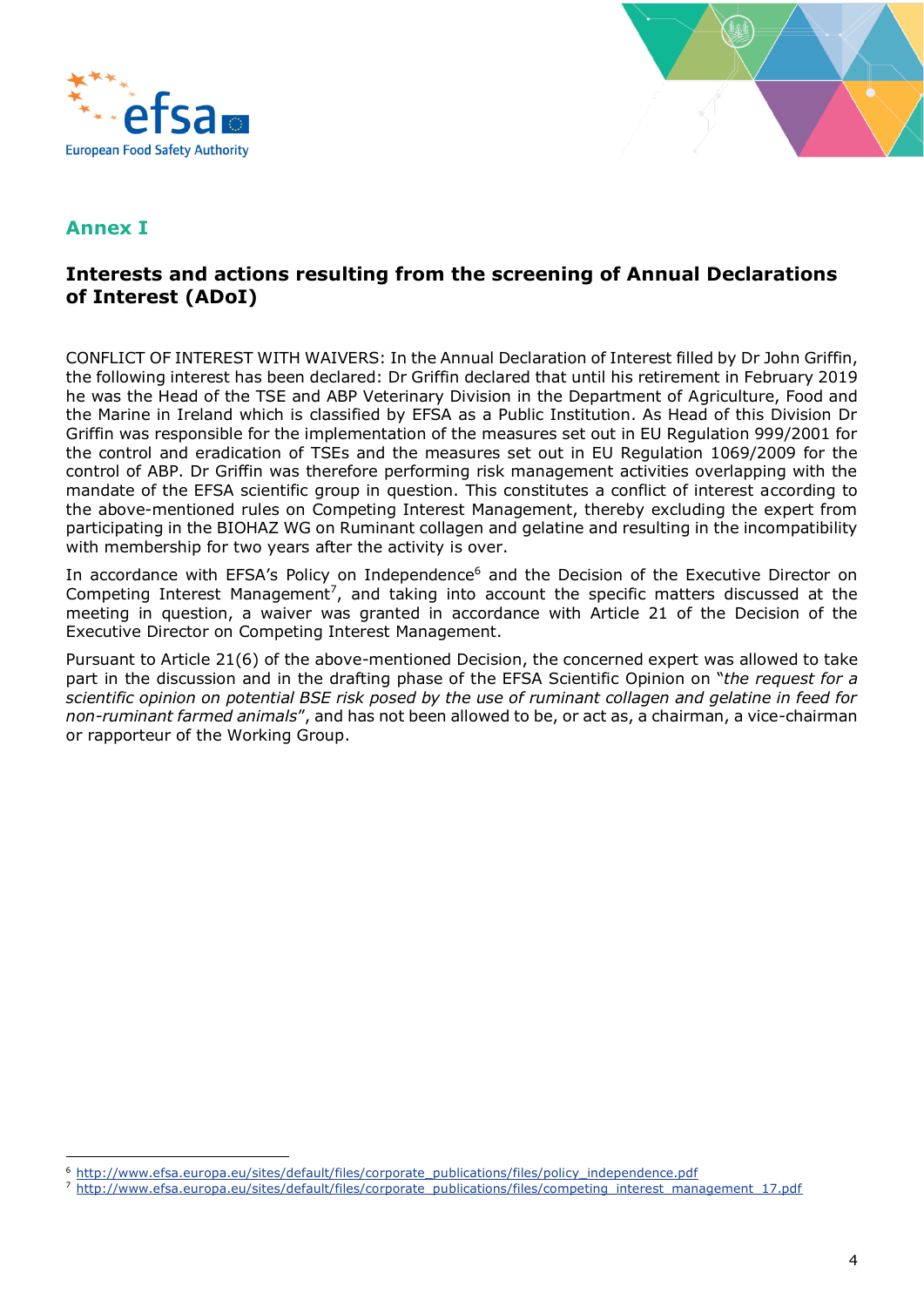## Annex I

### Interests and actions resulting from the screening of Annual Declarations of Interest (ADoI)

CONFLICT OF INTEREST WITH WAIVERS: In the Annual Declaration of Interest filled by Dr John Griffin, the following interest has been declared: Dr Griffin declared that until his retirement in February 2019 he was the Head of the TSE and ABP Veterinary Division in the Department of Agriculture, Food and the Marine in Ireland which is classified by EFSA as a Public Institution. As Head of this Division Dr Griffin was responsible for the implementation of the measures set out in EU Regulation 999/2001 for the control and eradication of TSEs and the measures set out in EU Regulation 1069/2009 for the control of ABP. Dr Griffin was therefore performing risk management activities overlapping with the mandate of the EFSA scientific group in question. This constitutes a conflict of interest according to the above-mentioned rules on Competing Interest Management, thereby excluding the expert from participating in the BIOHAZ WG on Ruminant collagen and gelatine and resulting in the incompatibility with membership for two years after the activity is over.

In accordance with EFSA's Policy on Independence[6] and the Decision of the Executive Director on Competing Interest Management[7], and taking into account the specific matters discussed at the meeting in question, a waiver was granted in accordance with Article 21 of the Decision of the Executive Director on Competing Interest Management.

Pursuant to Article 21(6) of the above-mentioned Decision, the concerned expert was allowed to take part in the discussion and in the drafting phase of the EFSA Scientific Opinion on "*the request for a scientific opinion on potential BSE risk posed by the use of ruminant collagen and gelatine in feed for non-ruminant farmed animals*", and has not been allowed to be, or act as, a chairman, a vice-chairman or rapporteur of the Working Group.

---

[6] http://www.efsa.europa.eu/sites/default/files/corporate_publications/files/policy_independence.pdf

[7] http://www.efsa.europa.eu/sites/default/files/corporate_publications/files/competing_interest_management_17.pdf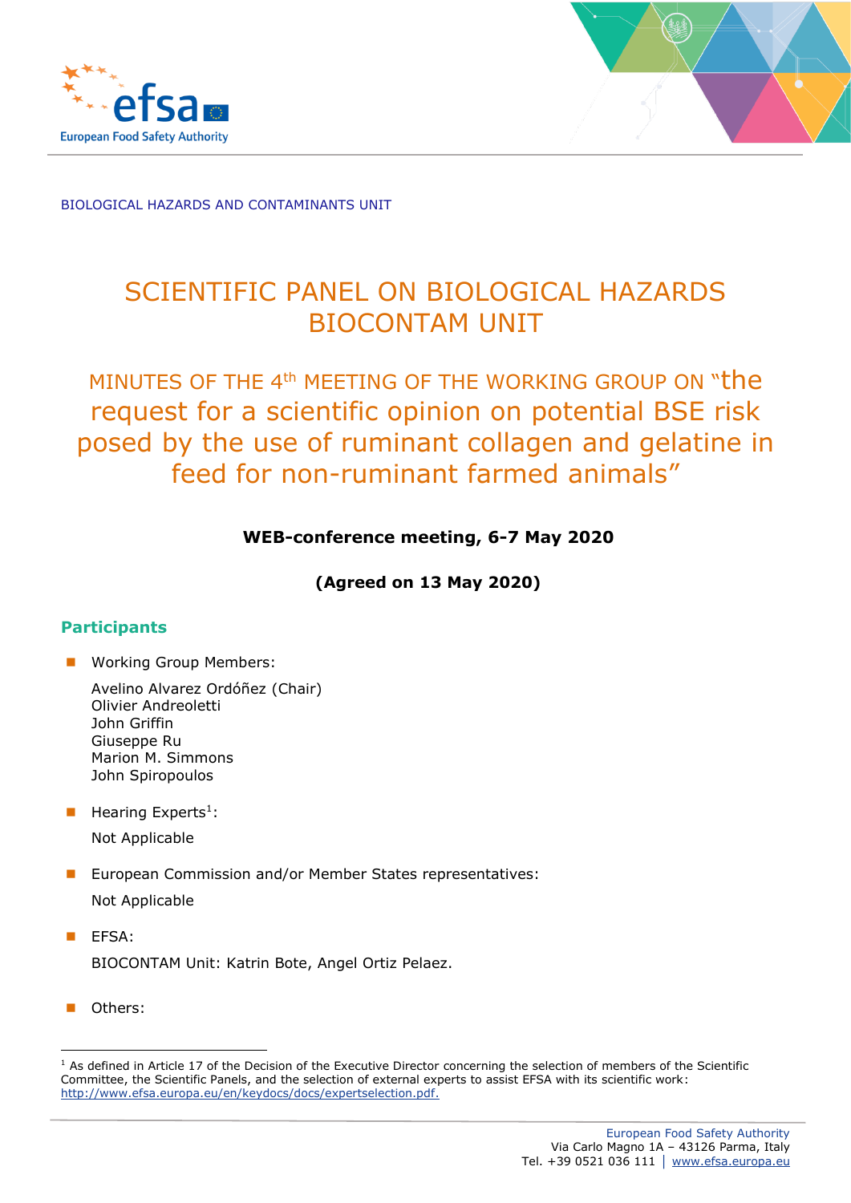BIOLOGICAL HAZARDS AND CONTAMINANTS UNIT

# SCIENTIFIC PANEL ON BIOLOGICAL HAZARDS BIOCONTAM UNIT

## MINUTES OF THE 4th MEETING OF THE WORKING GROUP ON "the request for a scientific opinion on potential BSE risk posed by the use of ruminant collagen and gelatine in feed for non-ruminant farmed animals"

**WEB-conference meeting, 6-7 May 2020**

**(Agreed on 13 May 2020)**

## Participants

- Working Group Members:

  Avelino Alvarez Ordóñez (Chair)
  Olivier Andreoletti
  John Griffin
  Giuseppe Ru
  Marion M. Simmons
  John Spiropoulos

- Hearing Experts[1]:

  Not Applicable

- European Commission and/or Member States representatives:

  Not Applicable

- EFSA:

  BIOCONTAM Unit: Katrin Bote, Angel Ortiz Pelaez.

- Others:

[1] As defined in Article 17 of the Decision of the Executive Director concerning the selection of members of the Scientific Committee, the Scientific Panels, and the selection of external experts to assist EFSA with its scientific work: http://www.efsa.europa.eu/en/keydocs/docs/expertselection.pdf.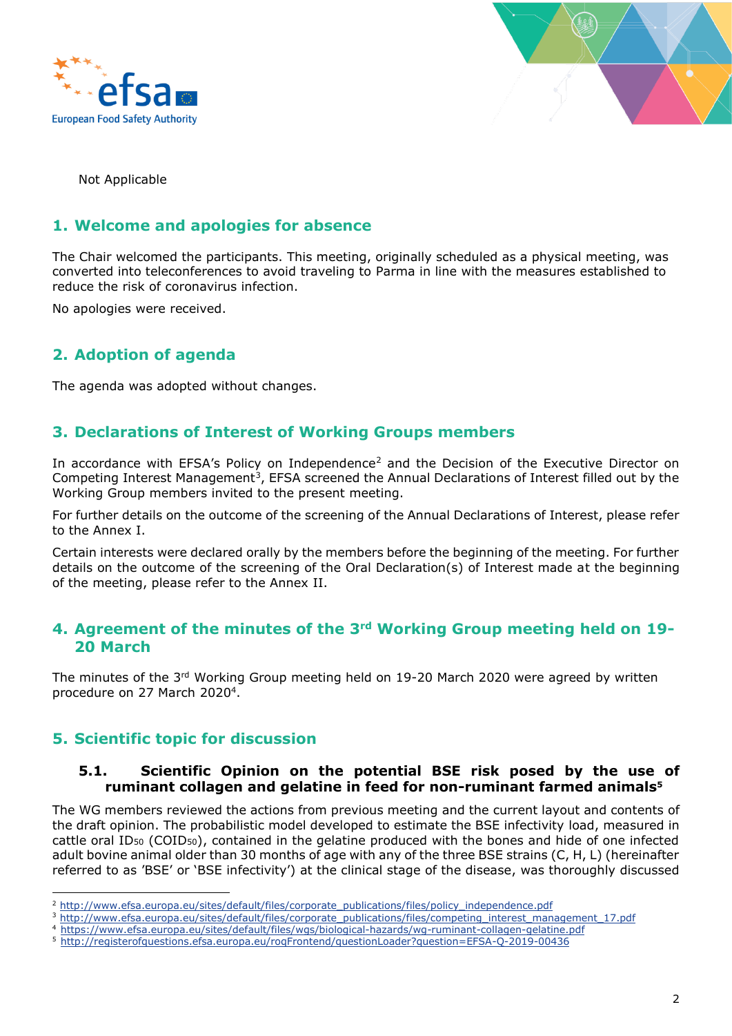Not Applicable

## 1. Welcome and apologies for absence

The Chair welcomed the participants. This meeting, originally scheduled as a physical meeting, was converted into teleconferences to avoid traveling to Parma in line with the measures established to reduce the risk of coronavirus infection.

No apologies were received.

## 2. Adoption of agenda

The agenda was adopted without changes.

## 3. Declarations of Interest of Working Groups members

In accordance with EFSA's Policy on Independence[2] and the Decision of the Executive Director on Competing Interest Management[3], EFSA screened the Annual Declarations of Interest filled out by the Working Group members invited to the present meeting.

For further details on the outcome of the screening of the Annual Declarations of Interest, please refer to the Annex I.

Certain interests were declared orally by the members before the beginning of the meeting. For further details on the outcome of the screening of the Oral Declaration(s) of Interest made at the beginning of the meeting, please refer to the Annex II.

## 4. Agreement of the minutes of the 3rd Working Group meeting held on 19-20 March

The minutes of the 3rd Working Group meeting held on 19-20 March 2020 were agreed by written procedure on 27 March 2020[4].

## 5. Scientific topic for discussion

### 5.1. Scientific Opinion on the potential BSE risk posed by the use of ruminant collagen and gelatine in feed for non-ruminant farmed animals[5]

The WG members reviewed the actions from previous meeting and the current layout and contents of the draft opinion. The probabilistic model developed to estimate the BSE infectivity load, measured in cattle oral $ID_{50}$ ($COID_{50}$), contained in the gelatine produced with the bones and hide of one infected adult bovine animal older than 30 months of age with any of the three BSE strains (C, H, L) (hereinafter referred to as 'BSE' or 'BSE infectivity') at the clinical stage of the disease, was thoroughly discussed

---

[2] http://www.efsa.europa.eu/sites/default/files/corporate_publications/files/policy_independence.pdf

[3] http://www.efsa.europa.eu/sites/default/files/corporate_publications/files/competing_interest_management_17.pdf

[4] https://www.efsa.europa.eu/sites/default/files/wgs/biological-hazards/wg-ruminant-collagen-gelatine.pdf

[5] http://registerofquestions.efsa.europa.eu/roqFrontend/questionLoader?question=EFSA-Q-2019-00436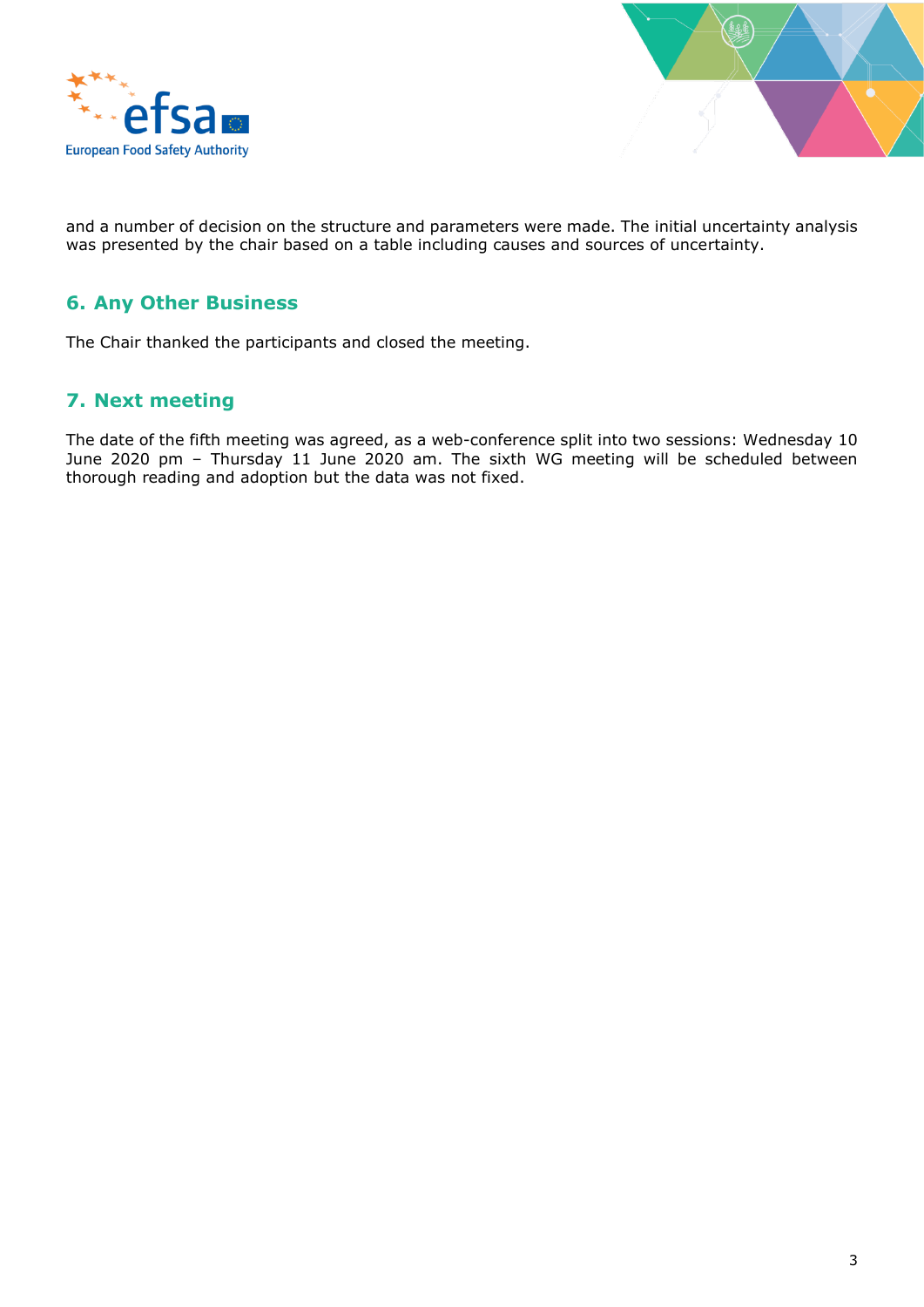and a number of decision on the structure and parameters were made. The initial uncertainty analysis was presented by the chair based on a table including causes and sources of uncertainty.

## 6. Any Other Business

The Chair thanked the participants and closed the meeting.

## 7. Next meeting

The date of the fifth meeting was agreed, as a web-conference split into two sessions: Wednesday 10 June 2020 pm – Thursday 11 June 2020 am. The sixth WG meeting will be scheduled between thorough reading and adoption but the data was not fixed.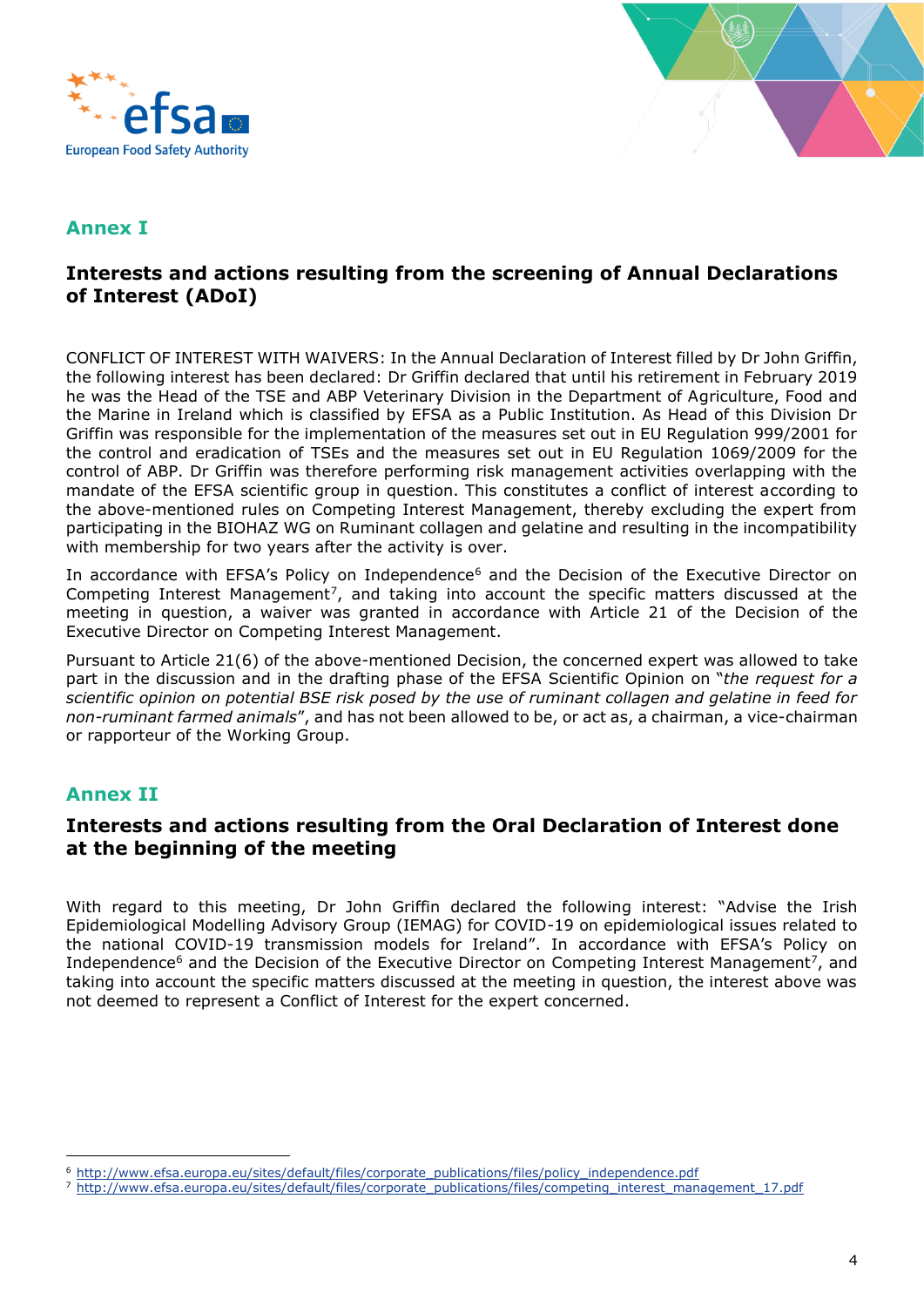## Annex I

### Interests and actions resulting from the screening of Annual Declarations of Interest (ADoI)

CONFLICT OF INTEREST WITH WAIVERS: In the Annual Declaration of Interest filled by Dr John Griffin, the following interest has been declared: Dr Griffin declared that until his retirement in February 2019 he was the Head of the TSE and ABP Veterinary Division in the Department of Agriculture, Food and the Marine in Ireland which is classified by EFSA as a Public Institution. As Head of this Division Dr Griffin was responsible for the implementation of the measures set out in EU Regulation 999/2001 for the control and eradication of TSEs and the measures set out in EU Regulation 1069/2009 for the control of ABP. Dr Griffin was therefore performing risk management activities overlapping with the mandate of the EFSA scientific group in question. This constitutes a conflict of interest according to the above-mentioned rules on Competing Interest Management, thereby excluding the expert from participating in the BIOHAZ WG on Ruminant collagen and gelatine and resulting in the incompatibility with membership for two years after the activity is over.

In accordance with EFSA's Policy on Independence[6] and the Decision of the Executive Director on Competing Interest Management[7], and taking into account the specific matters discussed at the meeting in question, a waiver was granted in accordance with Article 21 of the Decision of the Executive Director on Competing Interest Management.

Pursuant to Article 21(6) of the above-mentioned Decision, the concerned expert was allowed to take part in the discussion and in the drafting phase of the EFSA Scientific Opinion on "*the request for a scientific opinion on potential BSE risk posed by the use of ruminant collagen and gelatine in feed for non-ruminant farmed animals*", and has not been allowed to be, or act as, a chairman, a vice-chairman or rapporteur of the Working Group.

## Annex II

### Interests and actions resulting from the Oral Declaration of Interest done at the beginning of the meeting

With regard to this meeting, Dr John Griffin declared the following interest: "Advise the Irish Epidemiological Modelling Advisory Group (IEMAG) for COVID-19 on epidemiological issues related to the national COVID-19 transmission models for Ireland". In accordance with EFSA's Policy on Independence[6] and the Decision of the Executive Director on Competing Interest Management[7], and taking into account the specific matters discussed at the meeting in question, the interest above was not deemed to represent a Conflict of Interest for the expert concerned.

---

[6] http://www.efsa.europa.eu/sites/default/files/corporate_publications/files/policy_independence.pdf

[7] http://www.efsa.europa.eu/sites/default/files/corporate_publications/files/competing_interest_management_17.pdf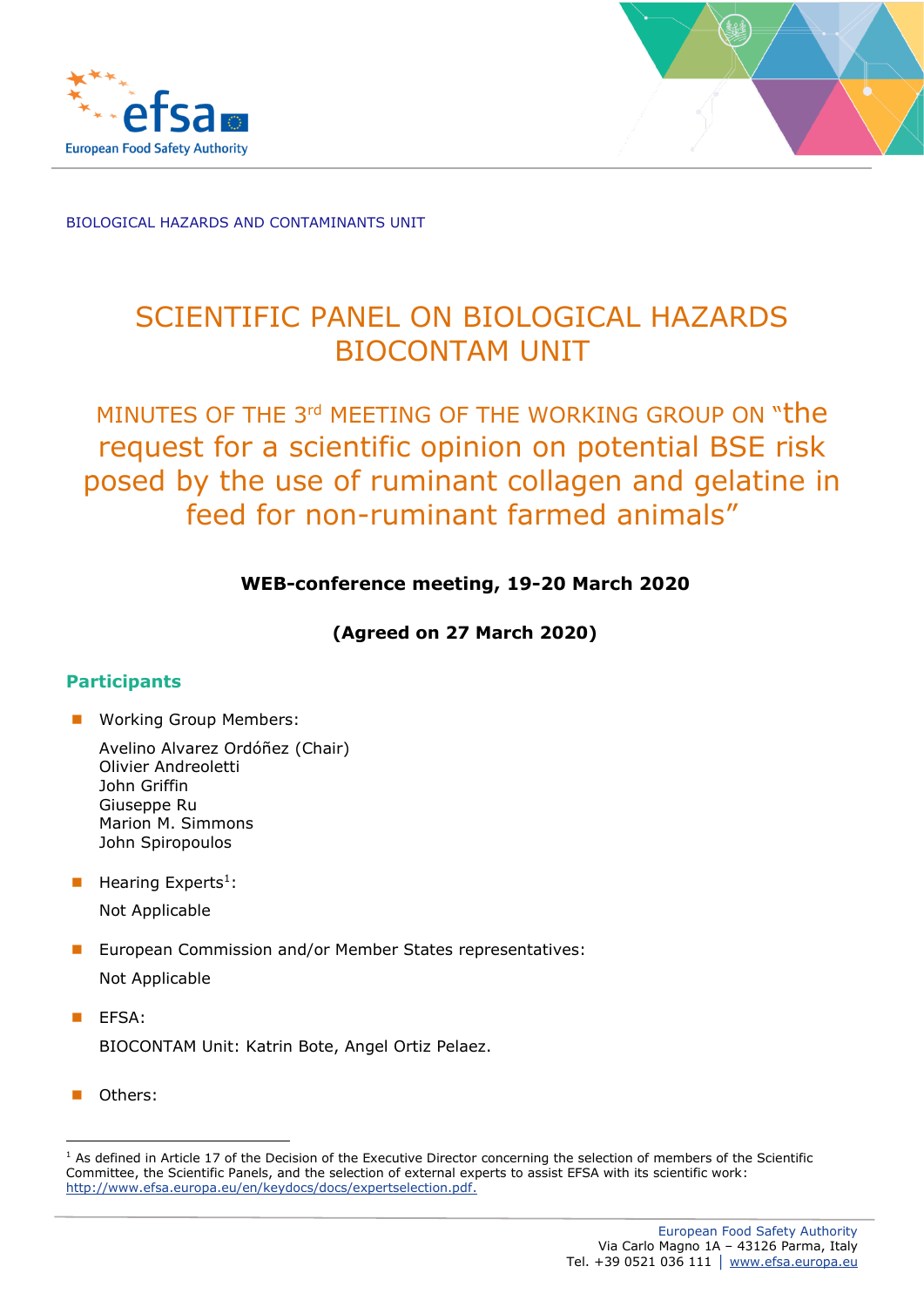BIOLOGICAL HAZARDS AND CONTAMINANTS UNIT

# SCIENTIFIC PANEL ON BIOLOGICAL HAZARDS BIOCONTAM UNIT

## MINUTES OF THE 3rd MEETING OF THE WORKING GROUP ON "the request for a scientific opinion on potential BSE risk posed by the use of ruminant collagen and gelatine in feed for non-ruminant farmed animals"

**WEB-conference meeting, 19-20 March 2020**

**(Agreed on 27 March 2020)**

## Participants

- Working Group Members:

  Avelino Alvarez Ordóñez (Chair)
  Olivier Andreoletti
  John Griffin
  Giuseppe Ru
  Marion M. Simmons
  John Spiropoulos

- Hearing Experts[1]:

  Not Applicable

- European Commission and/or Member States representatives:

  Not Applicable

- EFSA:

  BIOCONTAM Unit: Katrin Bote, Angel Ortiz Pelaez.

- Others:

[1] As defined in Article 17 of the Decision of the Executive Director concerning the selection of members of the Scientific Committee, the Scientific Panels, and the selection of external experts to assist EFSA with its scientific work: http://www.efsa.europa.eu/en/keydocs/docs/expertselection.pdf.

European Food Safety Authority
Via Carlo Magno 1A – 43126 Parma, Italy
Tel. +39 0521 036 111 | www.efsa.europa.eu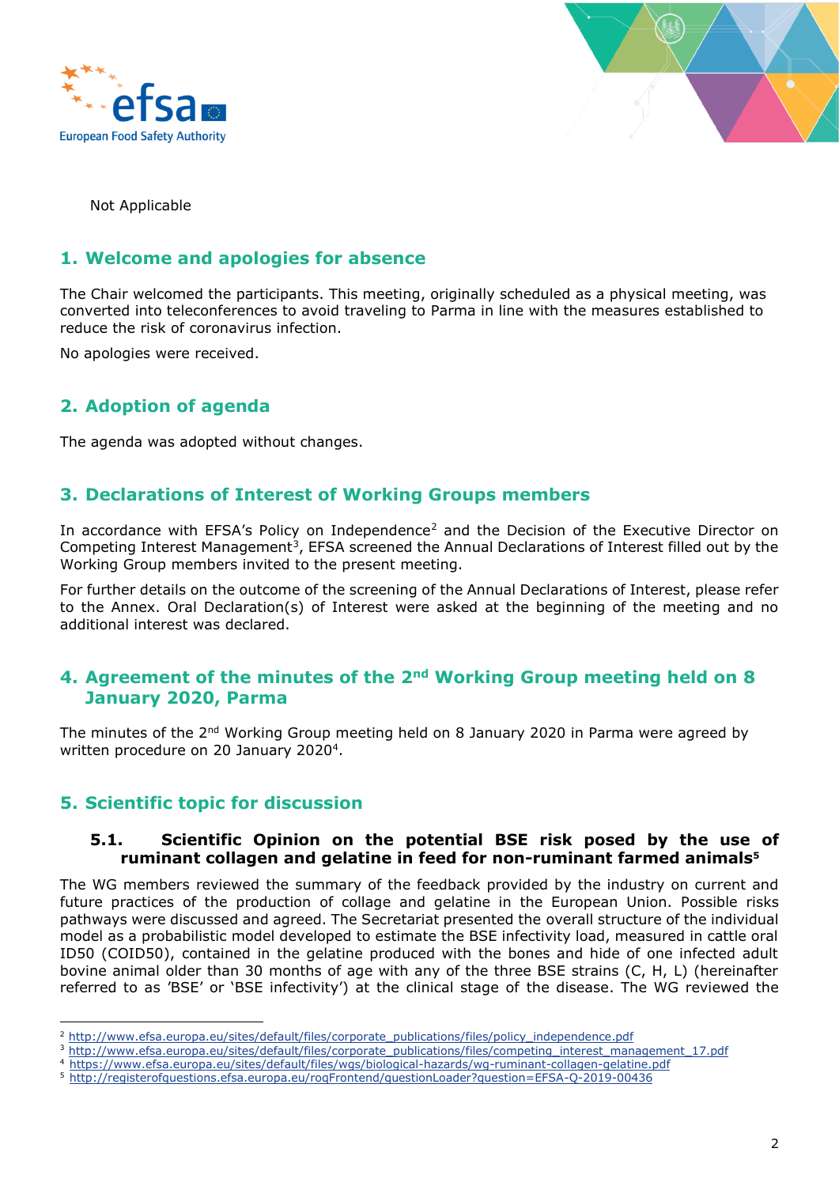Not Applicable

## 1. Welcome and apologies for absence

The Chair welcomed the participants. This meeting, originally scheduled as a physical meeting, was converted into teleconferences to avoid traveling to Parma in line with the measures established to reduce the risk of coronavirus infection.

No apologies were received.

## 2. Adoption of agenda

The agenda was adopted without changes.

## 3. Declarations of Interest of Working Groups members

In accordance with EFSA's Policy on Independence[2] and the Decision of the Executive Director on Competing Interest Management[3], EFSA screened the Annual Declarations of Interest filled out by the Working Group members invited to the present meeting.

For further details on the outcome of the screening of the Annual Declarations of Interest, please refer to the Annex. Oral Declaration(s) of Interest were asked at the beginning of the meeting and no additional interest was declared.

## 4. Agreement of the minutes of the 2nd Working Group meeting held on 8 January 2020, Parma

The minutes of the 2nd Working Group meeting held on 8 January 2020 in Parma were agreed by written procedure on 20 January 2020[4].

## 5. Scientific topic for discussion

### 5.1. Scientific Opinion on the potential BSE risk posed by the use of ruminant collagen and gelatine in feed for non-ruminant farmed animals[5]

The WG members reviewed the summary of the feedback provided by the industry on current and future practices of the production of collage and gelatine in the European Union. Possible risks pathways were discussed and agreed. The Secretariat presented the overall structure of the individual model as a probabilistic model developed to estimate the BSE infectivity load, measured in cattle oral ID50 (COID50), contained in the gelatine produced with the bones and hide of one infected adult bovine animal older than 30 months of age with any of the three BSE strains (C, H, L) (hereinafter referred to as 'BSE' or 'BSE infectivity') at the clinical stage of the disease. The WG reviewed the

---

[2] http://www.efsa.europa.eu/sites/default/files/corporate_publications/files/policy_independence.pdf
[3] http://www.efsa.europa.eu/sites/default/files/corporate_publications/files/competing_interest_management_17.pdf
[4] https://www.efsa.europa.eu/sites/default/files/wgs/biological-hazards/wg-ruminant-collagen-gelatine.pdf
[5] http://registerofquestions.efsa.europa.eu/roqFrontend/questionLoader?question=EFSA-Q-2019-00436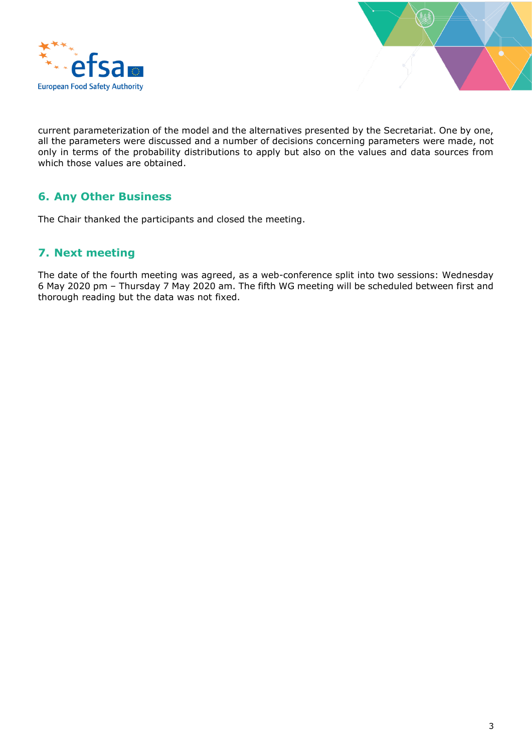current parameterization of the model and the alternatives presented by the Secretariat. One by one, all the parameters were discussed and a number of decisions concerning parameters were made, not only in terms of the probability distributions to apply but also on the values and data sources from which those values are obtained.

## 6. Any Other Business

The Chair thanked the participants and closed the meeting.

## 7. Next meeting

The date of the fourth meeting was agreed, as a web-conference split into two sessions: Wednesday 6 May 2020 pm – Thursday 7 May 2020 am. The fifth WG meeting will be scheduled between first and thorough reading but the data was not fixed.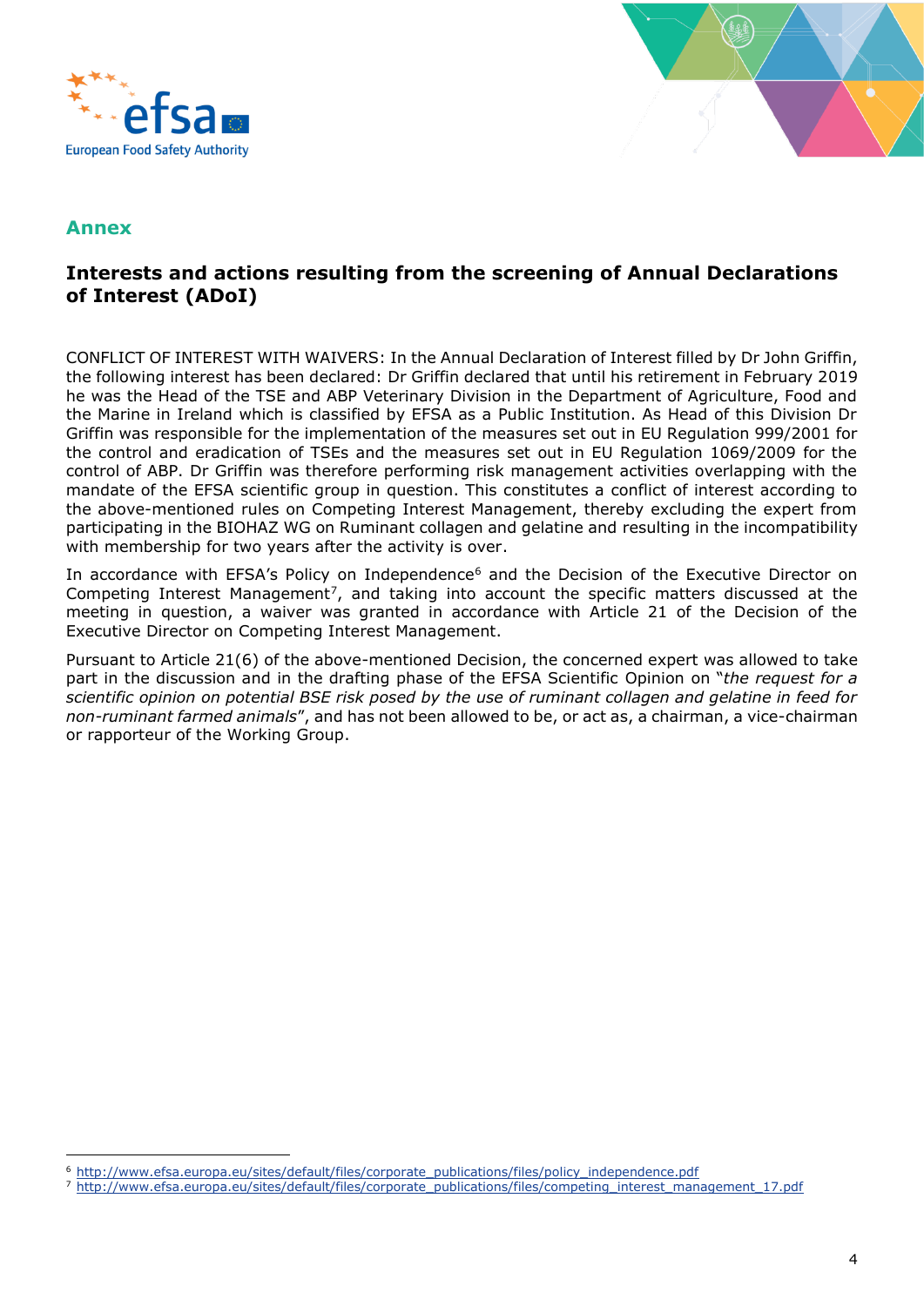## Annex

### Interests and actions resulting from the screening of Annual Declarations of Interest (ADoI)

CONFLICT OF INTEREST WITH WAIVERS: In the Annual Declaration of Interest filled by Dr John Griffin, the following interest has been declared: Dr Griffin declared that until his retirement in February 2019 he was the Head of the TSE and ABP Veterinary Division in the Department of Agriculture, Food and the Marine in Ireland which is classified by EFSA as a Public Institution. As Head of this Division Dr Griffin was responsible for the implementation of the measures set out in EU Regulation 999/2001 for the control and eradication of TSEs and the measures set out in EU Regulation 1069/2009 for the control of ABP. Dr Griffin was therefore performing risk management activities overlapping with the mandate of the EFSA scientific group in question. This constitutes a conflict of interest according to the above-mentioned rules on Competing Interest Management, thereby excluding the expert from participating in the BIOHAZ WG on Ruminant collagen and gelatine and resulting in the incompatibility with membership for two years after the activity is over.

In accordance with EFSA's Policy on Independence[6] and the Decision of the Executive Director on Competing Interest Management[7], and taking into account the specific matters discussed at the meeting in question, a waiver was granted in accordance with Article 21 of the Decision of the Executive Director on Competing Interest Management.

Pursuant to Article 21(6) of the above-mentioned Decision, the concerned expert was allowed to take part in the discussion and in the drafting phase of the EFSA Scientific Opinion on "*the request for a scientific opinion on potential BSE risk posed by the use of ruminant collagen and gelatine in feed for non-ruminant farmed animals*", and has not been allowed to be, or act as, a chairman, a vice-chairman or rapporteur of the Working Group.

---

[6] http://www.efsa.europa.eu/sites/default/files/corporate_publications/files/policy_independence.pdf

[7] http://www.efsa.europa.eu/sites/default/files/corporate_publications/files/competing_interest_management_17.pdf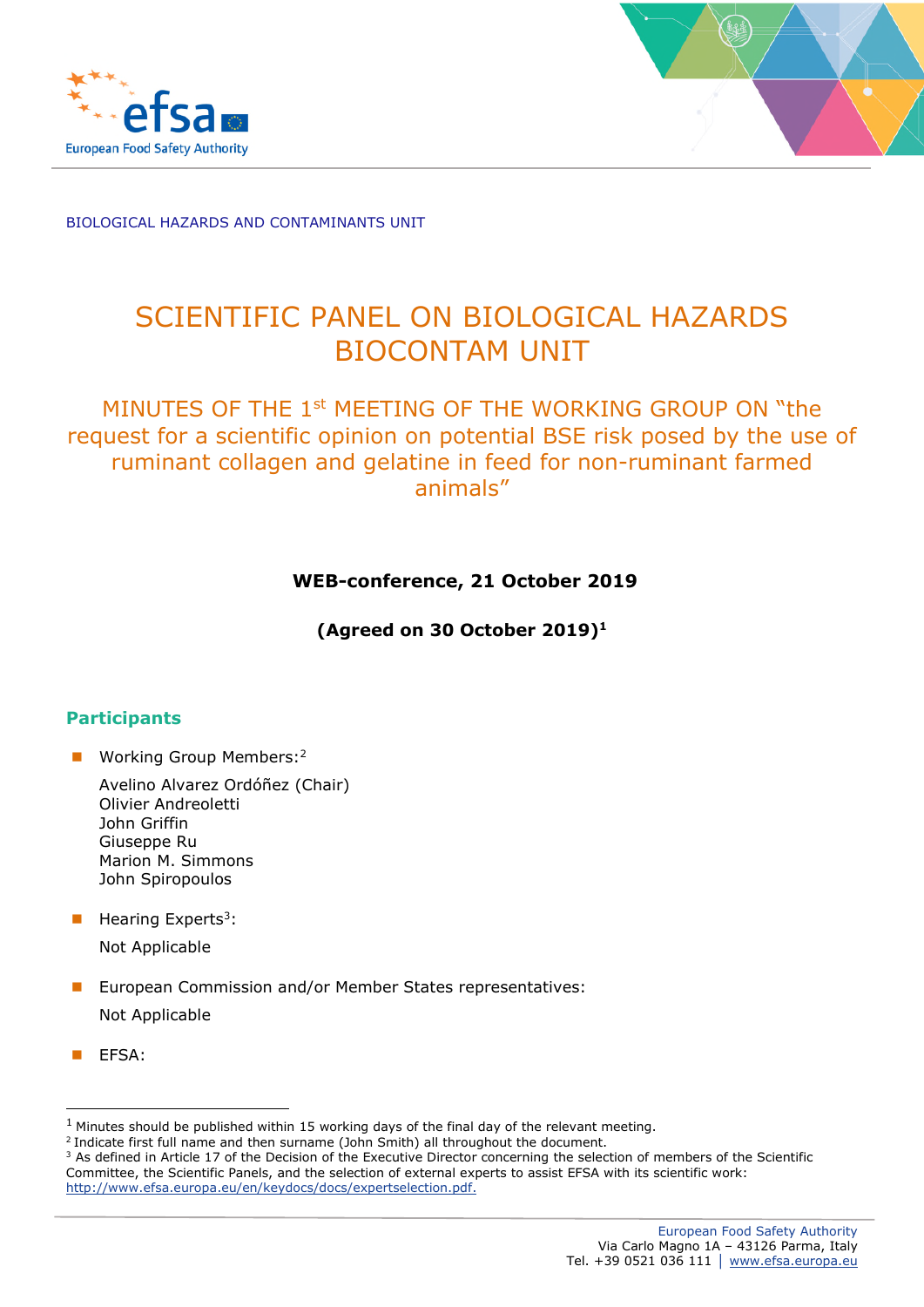BIOLOGICAL HAZARDS AND CONTAMINANTS UNIT

# SCIENTIFIC PANEL ON BIOLOGICAL HAZARDS BIOCONTAM UNIT

## MINUTES OF THE 1st MEETING OF THE WORKING GROUP ON "the request for a scientific opinion on potential BSE risk posed by the use of ruminant collagen and gelatine in feed for non-ruminant farmed animals"

**WEB-conference, 21 October 2019**

**(Agreed on 30 October 2019)[1]**

## Participants

- Working Group Members:[2]

  Avelino Alvarez Ordóñez (Chair)
  Olivier Andreoletti
  John Griffin
  Giuseppe Ru
  Marion M. Simmons
  John Spiropoulos

- Hearing Experts[3]:

  Not Applicable

- European Commission and/or Member States representatives:

  Not Applicable

- EFSA:

---

[1] Minutes should be published within 15 working days of the final day of the relevant meeting.
[2] Indicate first full name and then surname (John Smith) all throughout the document.
[3] As defined in Article 17 of the Decision of the Executive Director concerning the selection of members of the Scientific Committee, the Scientific Panels, and the selection of external experts to assist EFSA with its scientific work: http://www.efsa.europa.eu/en/keydocs/docs/expertselection.pdf.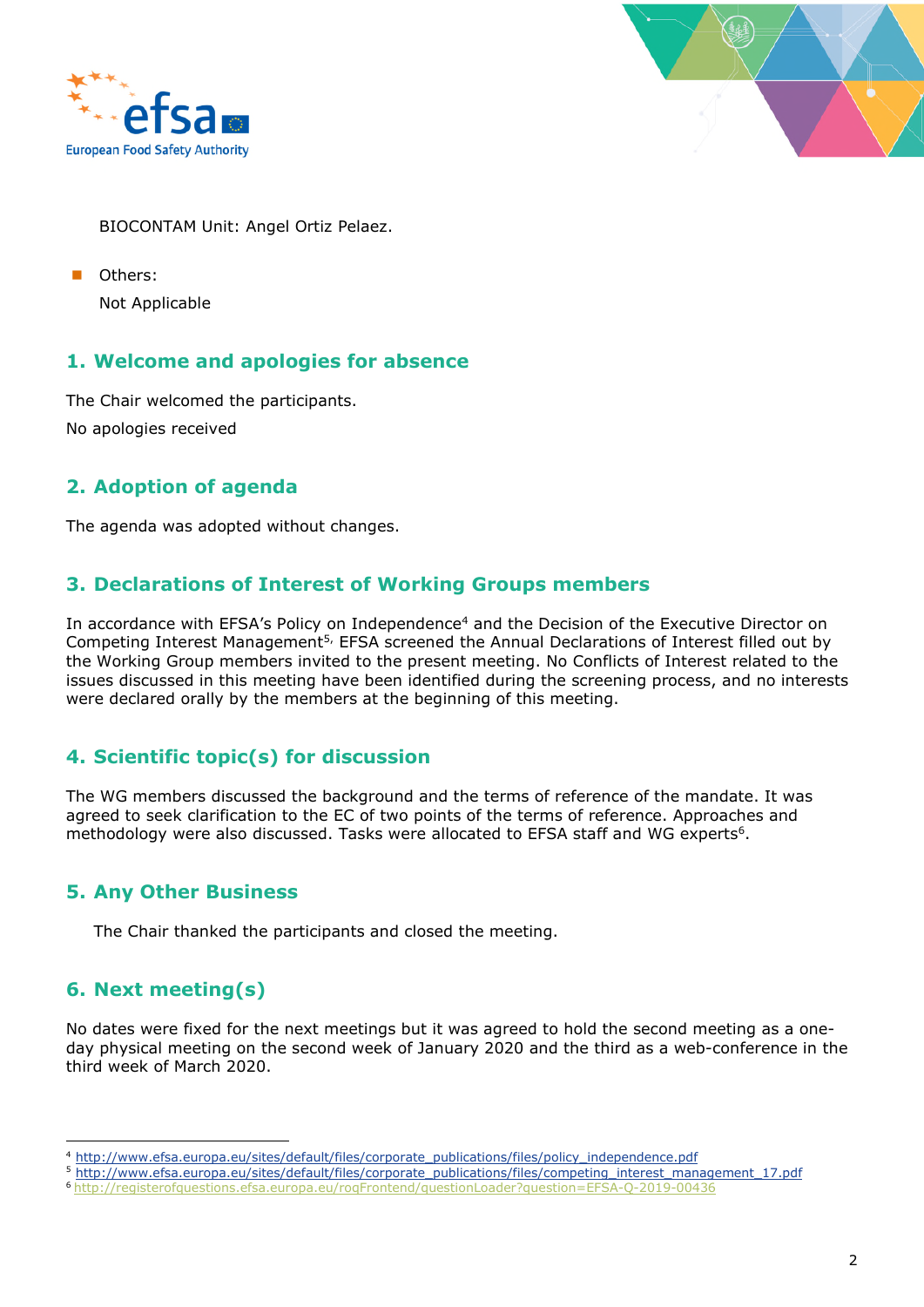BIOCONTAM Unit: Angel Ortiz Pelaez.

- Others:

  Not Applicable

## 1. Welcome and apologies for absence

The Chair welcomed the participants.

No apologies received

## 2. Adoption of agenda

The agenda was adopted without changes.

## 3. Declarations of Interest of Working Groups members

In accordance with EFSA's Policy on Independence[4] and the Decision of the Executive Director on Competing Interest Management[5], EFSA screened the Annual Declarations of Interest filled out by the Working Group members invited to the present meeting. No Conflicts of Interest related to the issues discussed in this meeting have been identified during the screening process, and no interests were declared orally by the members at the beginning of this meeting.

## 4. Scientific topic(s) for discussion

The WG members discussed the background and the terms of reference of the mandate. It was agreed to seek clarification to the EC of two points of the terms of reference. Approaches and methodology were also discussed. Tasks were allocated to EFSA staff and WG experts[6].

## 5. Any Other Business

The Chair thanked the participants and closed the meeting.

## 6. Next meeting(s)

No dates were fixed for the next meetings but it was agreed to hold the second meeting as a one-day physical meeting on the second week of January 2020 and the third as a web-conference in the third week of March 2020.

---

[4] http://www.efsa.europa.eu/sites/default/files/corporate_publications/files/policy_independence.pdf

[5] http://www.efsa.europa.eu/sites/default/files/corporate_publications/files/competing_interest_management_17.pdf

[6] http://registerofquestions.efsa.europa.eu/roqFrontend/questionLoader?question=EFSA-Q-2019-00436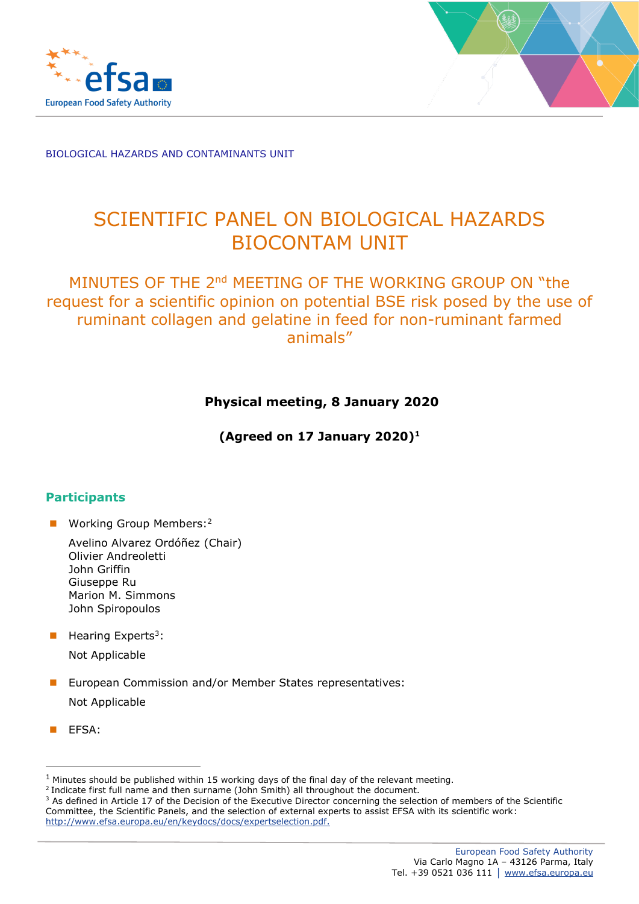BIOLOGICAL HAZARDS AND CONTAMINANTS UNIT

# SCIENTIFIC PANEL ON BIOLOGICAL HAZARDS BIOCONTAM UNIT

## MINUTES OF THE 2nd MEETING OF THE WORKING GROUP ON "the request for a scientific opinion on potential BSE risk posed by the use of ruminant collagen and gelatine in feed for non-ruminant farmed animals"

**Physical meeting, 8 January 2020**

**(Agreed on 17 January 2020)[1]**

## Participants

- Working Group Members:[2]

  Avelino Alvarez Ordóñez (Chair)
  Olivier Andreoletti
  John Griffin
  Giuseppe Ru
  Marion M. Simmons
  John Spiropoulos

- Hearing Experts[3]:

  Not Applicable

- European Commission and/or Member States representatives:

  Not Applicable

- EFSA:

---

[1] Minutes should be published within 15 working days of the final day of the relevant meeting.
[2] Indicate first full name and then surname (John Smith) all throughout the document.
[3] As defined in Article 17 of the Decision of the Executive Director concerning the selection of members of the Scientific Committee, the Scientific Panels, and the selection of external experts to assist EFSA with its scientific work: http://www.efsa.europa.eu/en/keydocs/docs/expertselection.pdf.

European Food Safety Authority
Via Carlo Magno 1A – 43126 Parma, Italy
Tel. +39 0521 036 111 │ www.efsa.europa.eu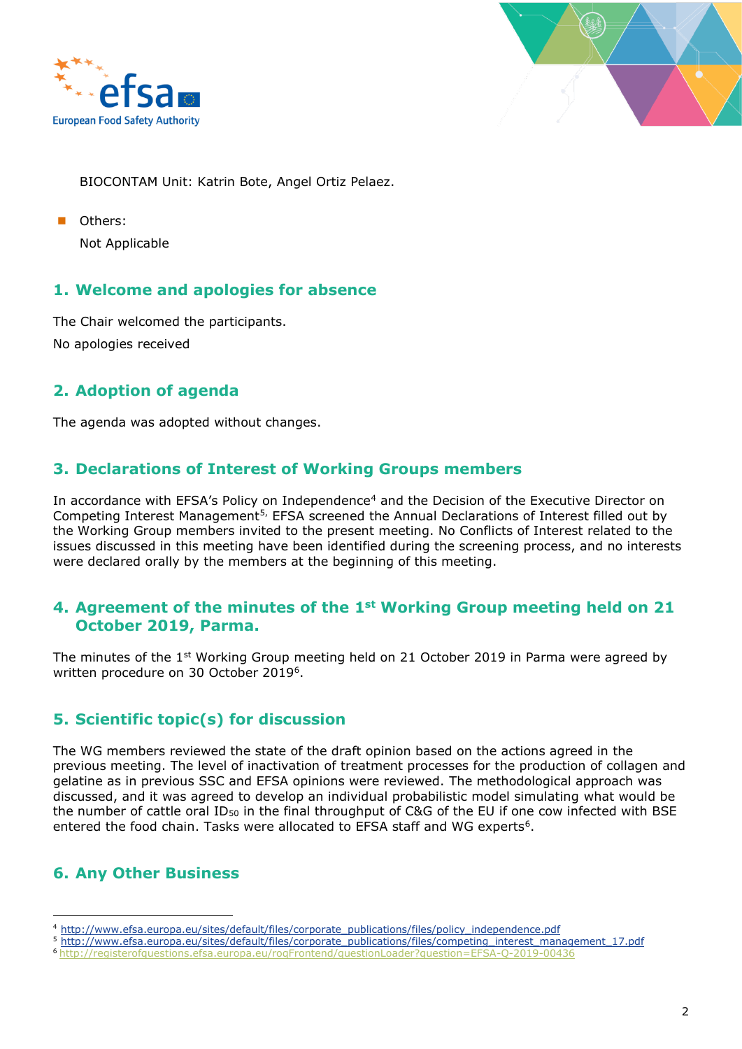BIOCONTAM Unit: Katrin Bote, Angel Ortiz Pelaez.

- Others:

  Not Applicable

## 1. Welcome and apologies for absence

The Chair welcomed the participants.

No apologies received

## 2. Adoption of agenda

The agenda was adopted without changes.

## 3. Declarations of Interest of Working Groups members

In accordance with EFSA's Policy on Independence[4] and the Decision of the Executive Director on Competing Interest Management[5], EFSA screened the Annual Declarations of Interest filled out by the Working Group members invited to the present meeting. No Conflicts of Interest related to the issues discussed in this meeting have been identified during the screening process, and no interests were declared orally by the members at the beginning of this meeting.

## 4. Agreement of the minutes of the 1st Working Group meeting held on 21 October 2019, Parma.

The minutes of the 1st Working Group meeting held on 21 October 2019 in Parma were agreed by written procedure on 30 October 2019[6].

## 5. Scientific topic(s) for discussion

The WG members reviewed the state of the draft opinion based on the actions agreed in the previous meeting. The level of inactivation of treatment processes for the production of collagen and gelatine as in previous SSC and EFSA opinions were reviewed. The methodological approach was discussed, and it was agreed to develop an individual probabilistic model simulating what would be the number of cattle oral $ID_{50}$ in the final throughput of C&G of the EU if one cow infected with BSE entered the food chain. Tasks were allocated to EFSA staff and WG experts[6].

## 6. Any Other Business

---

[4] http://www.efsa.europa.eu/sites/default/files/corporate_publications/files/policy_independence.pdf

[5] http://www.efsa.europa.eu/sites/default/files/corporate_publications/files/competing_interest_management_17.pdf

[6] http://registerofquestions.efsa.europa.eu/roqFrontend/questionLoader?question=EFSA-Q-2019-00436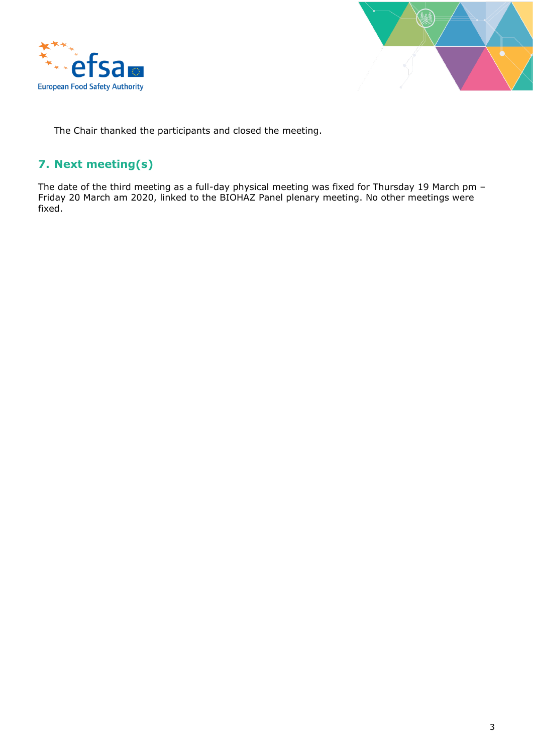The Chair thanked the participants and closed the meeting.

## 7. Next meeting(s)

The date of the third meeting as a full-day physical meeting was fixed for Thursday 19 March pm – Friday 20 March am 2020, linked to the BIOHAZ Panel plenary meeting. No other meetings were fixed.